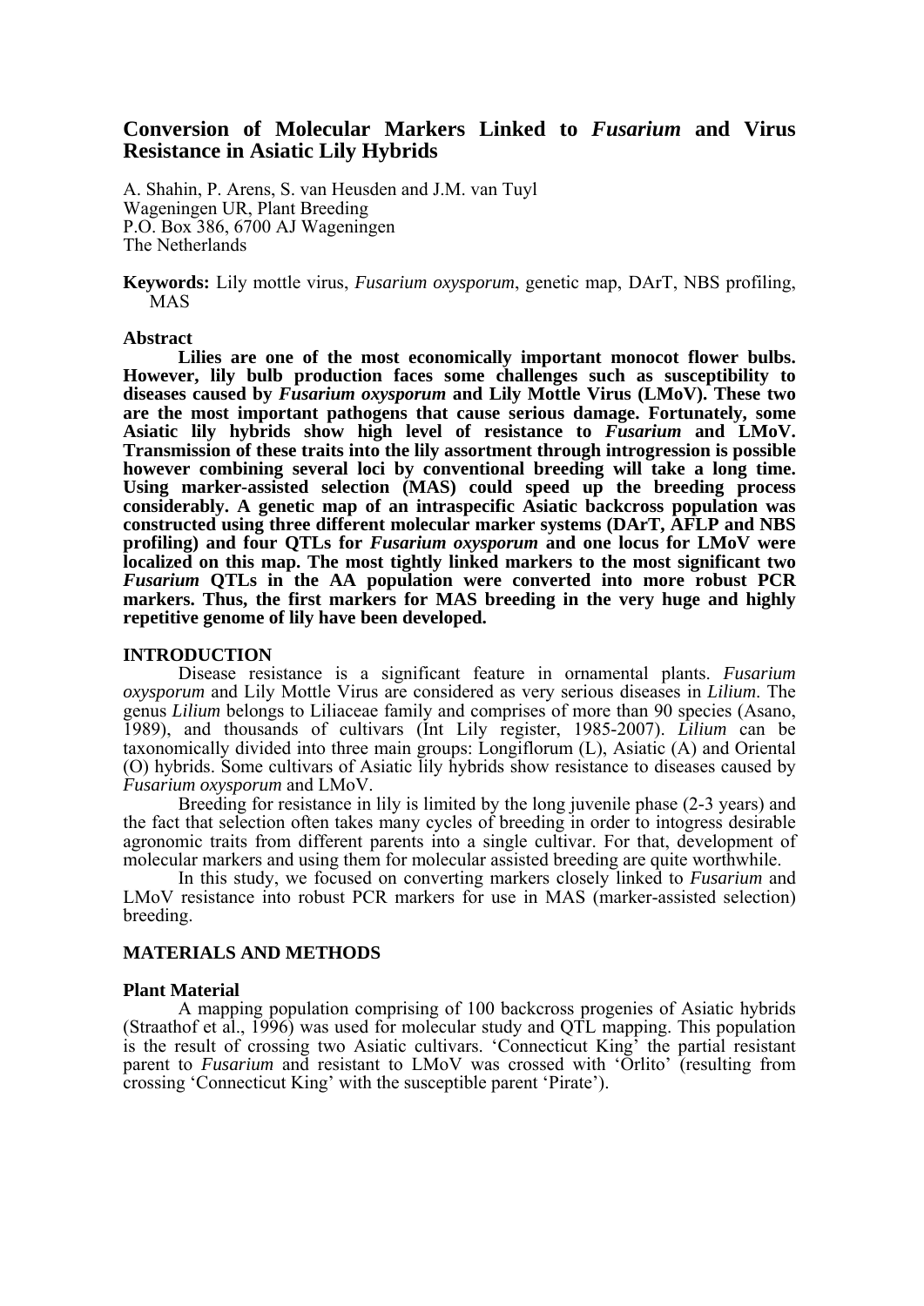# Conversion of Molecular Markers Linked to *Fusarium* and Virus Resistance in Asiatic Lily Hybrids

A. Shahin, P. Arens, S. van Heusden and J.M. van Tuyl
Wageningen UR, Plant Breeding
P.O. Box 386, 6700 AJ Wageningen
The Netherlands

**Keywords:** Lily mottle virus, *Fusarium oxysporum*, genetic map, DArT, NBS profiling, MAS

## Abstract

**Lilies are one of the most economically important monocot flower bulbs. However, lily bulb production faces some challenges such as susceptibility to diseases caused by *Fusarium oxysporum* and Lily Mottle Virus (LMoV). These two are the most important pathogens that cause serious damage. Fortunately, some Asiatic lily hybrids show high level of resistance to *Fusarium* and LMoV. Transmission of these traits into the lily assortment through introgression is possible however combining several loci by conventional breeding will take a long time. Using marker-assisted selection (MAS) could speed up the breeding process considerably. A genetic map of an intraspecific Asiatic backcross population was constructed using three different molecular marker systems (DArT, AFLP and NBS profiling) and four QTLs for *Fusarium oxysporum* and one locus for LMoV were localized on this map. The most tightly linked markers to the most significant two *Fusarium* QTLs in the AA population were converted into more robust PCR markers. Thus, the first markers for MAS breeding in the very huge and highly repetitive genome of lily have been developed.**

## INTRODUCTION

Disease resistance is a significant feature in ornamental plants. *Fusarium oxysporum* and Lily Mottle Virus are considered as very serious diseases in *Lilium*. The genus *Lilium* belongs to Liliaceae family and comprises of more than 90 species (Asano, 1989), and thousands of cultivars (Int Lily register, 1985-2007). *Lilium* can be taxonomically divided into three main groups: Longiflorum (L), Asiatic (A) and Oriental (O) hybrids. Some cultivars of Asiatic lily hybrids show resistance to diseases caused by *Fusarium oxysporum* and LMoV.

Breeding for resistance in lily is limited by the long juvenile phase (2-3 years) and the fact that selection often takes many cycles of breeding in order to intogress desirable agronomic traits from different parents into a single cultivar. For that, development of molecular markers and using them for molecular assisted breeding are quite worthwhile.

In this study, we focused on converting markers closely linked to *Fusarium* and LMoV resistance into robust PCR markers for use in MAS (marker-assisted selection) breeding.

## MATERIALS AND METHODS

### Plant Material

A mapping population comprising of 100 backcross progenies of Asiatic hybrids (Straathof et al., 1996) was used for molecular study and QTL mapping. This population is the result of crossing two Asiatic cultivars. 'Connecticut King' the partial resistant parent to *Fusarium* and resistant to LMoV was crossed with 'Orlito' (resulting from crossing 'Connecticut King' with the susceptible parent 'Pirate').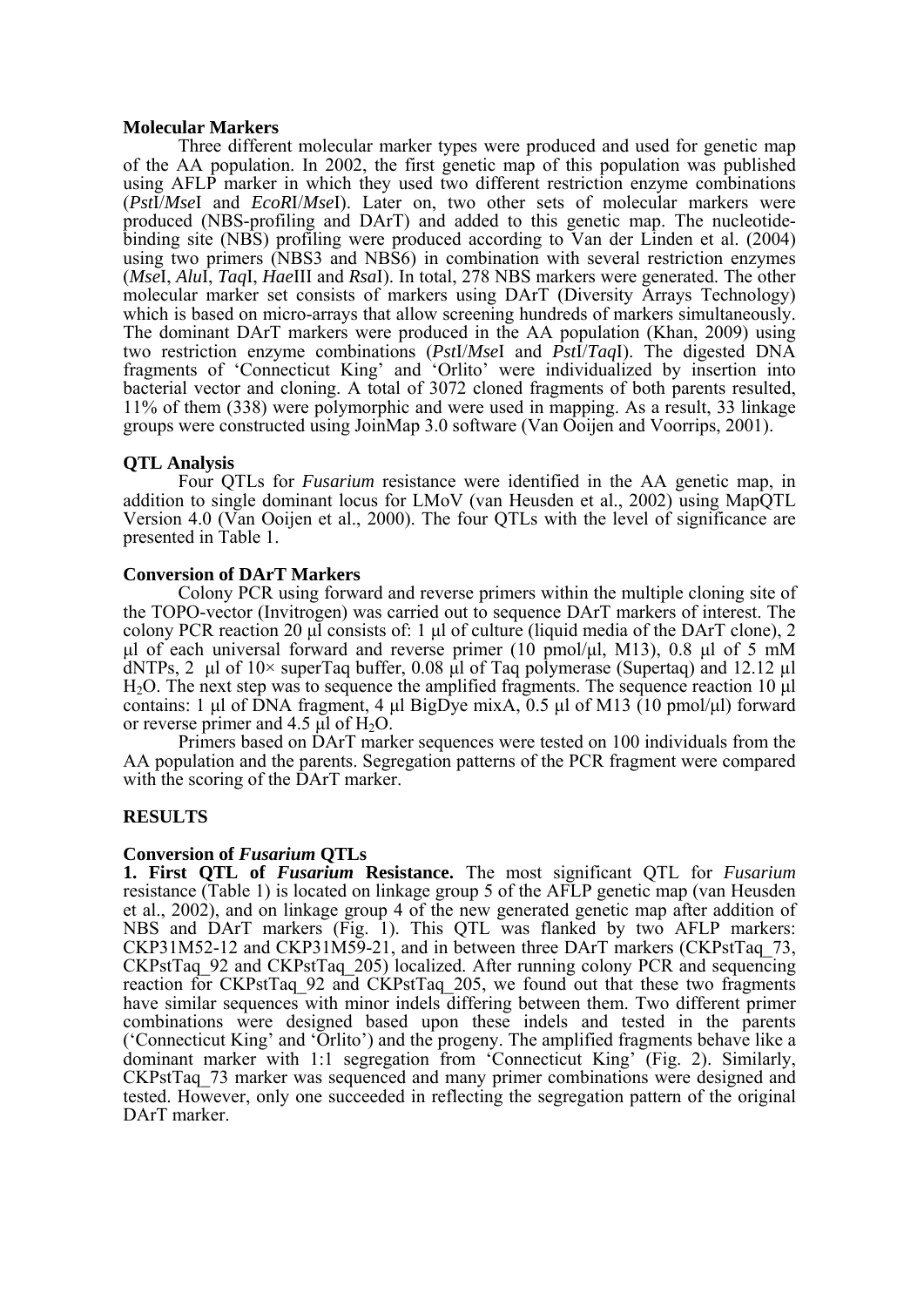**Molecular Markers**

Three different molecular marker types were produced and used for genetic map of the AA population. In 2002, the first genetic map of this population was published using AFLP marker in which they used two different restriction enzyme combinations (*Pst*I/*Mse*I and *EcoR*I/*Mse*I). Later on, two other sets of molecular markers were produced (NBS-profiling and DArT) and added to this genetic map. The nucleotide-binding site (NBS) profiling were produced according to Van der Linden et al. (2004) using two primers (NBS3 and NBS6) in combination with several restriction enzymes (*Mse*I, *Alu*I, *Taq*I, *Hae*III and *Rsa*I). In total, 278 NBS markers were generated. The other molecular marker set consists of markers using DArT (Diversity Arrays Technology) which is based on micro-arrays that allow screening hundreds of markers simultaneously. The dominant DArT markers were produced in the AA population (Khan, 2009) using two restriction enzyme combinations (*Pst*I/*Mse*I and *Pst*I/*Taq*I). The digested DNA fragments of 'Connecticut King' and 'Orlito' were individualized by insertion into bacterial vector and cloning. A total of 3072 cloned fragments of both parents resulted, 11% of them (338) were polymorphic and were used in mapping. As a result, 33 linkage groups were constructed using JoinMap 3.0 software (Van Ooijen and Voorrips, 2001).

**QTL Analysis**

Four QTLs for *Fusarium* resistance were identified in the AA genetic map, in addition to single dominant locus for LMoV (van Heusden et al., 2002) using MapQTL Version 4.0 (Van Ooijen et al., 2000). The four QTLs with the level of significance are presented in Table 1.

**Conversion of DArT Markers**

Colony PCR using forward and reverse primers within the multiple cloning site of the TOPO-vector (Invitrogen) was carried out to sequence DArT markers of interest. The colony PCR reaction 20 µl consists of: 1 µl of culture (liquid media of the DArT clone), 2 µl of each universal forward and reverse primer (10 pmol/µl, M13), 0.8 µl of 5 mM dNTPs, 2 µl of 10× superTaq buffer, 0.08 µl of Taq polymerase (Supertaq) and 12.12 µl $H_2O$. The next step was to sequence the amplified fragments. The sequence reaction 10 µl contains: 1 µl of DNA fragment, 4 µl BigDye mixA, 0.5 µl of M13 (10 pmol/µl) forward or reverse primer and 4.5 µl of $H_2O$.

Primers based on DArT marker sequences were tested on 100 individuals from the AA population and the parents. Segregation patterns of the PCR fragment were compared with the scoring of the DArT marker.

## RESULTS

**Conversion of *Fusarium* QTLs**

**1. First QTL of *Fusarium* Resistance.** The most significant QTL for *Fusarium* resistance (Table 1) is located on linkage group 5 of the AFLP genetic map (van Heusden et al., 2002), and on linkage group 4 of the new generated genetic map after addition of NBS and DArT markers (Fig. 1). This QTL was flanked by two AFLP markers: CKP31M52-12 and CKP31M59-21, and in between three DArT markers (CKPstTaq_73, CKPstTaq_92 and CKPstTaq_205) localized. After running colony PCR and sequencing reaction for CKPstTaq_92 and CKPstTaq_205, we found out that these two fragments have similar sequences with minor indels differing between them. Two different primer combinations were designed based upon these indels and tested in the parents ('Connecticut King' and 'Orlito') and the progeny. The amplified fragments behave like a dominant marker with 1:1 segregation from 'Connecticut King' (Fig. 2). Similarly, CKPstTaq_73 marker was sequenced and many primer combinations were designed and tested. However, only one succeeded in reflecting the segregation pattern of the original DArT marker.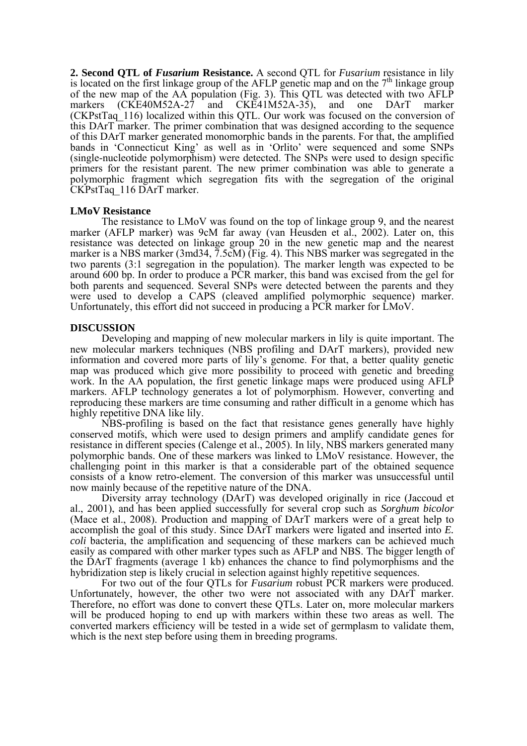**2. Second QTL of *Fusarium* Resistance.** A second QTL for *Fusarium* resistance in lily is located on the first linkage group of the AFLP genetic map and on the 7th linkage group of the new map of the AA population (Fig. 3). This QTL was detected with two AFLP markers (CKE40M52A-27 and CKE41M52A-35), and one DArT marker (CKPstTaq_116) localized within this QTL. Our work was focused on the conversion of this DArT marker. The primer combination that was designed according to the sequence of this DArT marker generated monomorphic bands in the parents. For that, the amplified bands in 'Connecticut King' as well as in 'Orlito' were sequenced and some SNPs (single-nucleotide polymorphism) were detected. The SNPs were used to design specific primers for the resistant parent. The new primer combination was able to generate a polymorphic fragment which segregation fits with the segregation of the original CKPstTaq_116 DArT marker.

### LMoV Resistance

The resistance to LMoV was found on the top of linkage group 9, and the nearest marker (AFLP marker) was 9cM far away (van Heusden et al., 2002). Later on, this resistance was detected on linkage group 20 in the new genetic map and the nearest marker is a NBS marker (3md34, 7.5cM) (Fig. 4). This NBS marker was segregated in the two parents (3:1 segregation in the population). The marker length was expected to be around 600 bp. In order to produce a PCR marker, this band was excised from the gel for both parents and sequenced. Several SNPs were detected between the parents and they were used to develop a CAPS (cleaved amplified polymorphic sequence) marker. Unfortunately, this effort did not succeed in producing a PCR marker for LMoV.

## DISCUSSION

Developing and mapping of new molecular markers in lily is quite important. The new molecular markers techniques (NBS profiling and DArT markers), provided new information and covered more parts of lily's genome. For that, a better quality genetic map was produced which give more possibility to proceed with genetic and breeding work. In the AA population, the first genetic linkage maps were produced using AFLP markers. AFLP technology generates a lot of polymorphism. However, converting and reproducing these markers are time consuming and rather difficult in a genome which has highly repetitive DNA like lily.

NBS-profiling is based on the fact that resistance genes generally have highly conserved motifs, which were used to design primers and amplify candidate genes for resistance in different species (Calenge et al., 2005). In lily, NBS markers generated many polymorphic bands. One of these markers was linked to LMoV resistance. However, the challenging point in this marker is that a considerable part of the obtained sequence consists of a know retro-element. The conversion of this marker was unsuccessful until now mainly because of the repetitive nature of the DNA.

Diversity array technology (DArT) was developed originally in rice (Jaccoud et al., 2001), and has been applied successfully for several crop such as *Sorghum bicolor* (Mace et al., 2008). Production and mapping of DArT markers were of a great help to accomplish the goal of this study. Since DArT markers were ligated and inserted into *E. coli* bacteria, the amplification and sequencing of these markers can be achieved much easily as compared with other marker types such as AFLP and NBS. The bigger length of the DArT fragments (average 1 kb) enhances the chance to find polymorphisms and the hybridization step is likely crucial in selection against highly repetitive sequences.

For two out of the four QTLs for *Fusarium* robust PCR markers were produced. Unfortunately, however, the other two were not associated with any DArT marker. Therefore, no effort was done to convert these QTLs. Later on, more molecular markers will be produced hoping to end up with markers within these two areas as well. The converted markers efficiency will be tested in a wide set of germplasm to validate them, which is the next step before using them in breeding programs.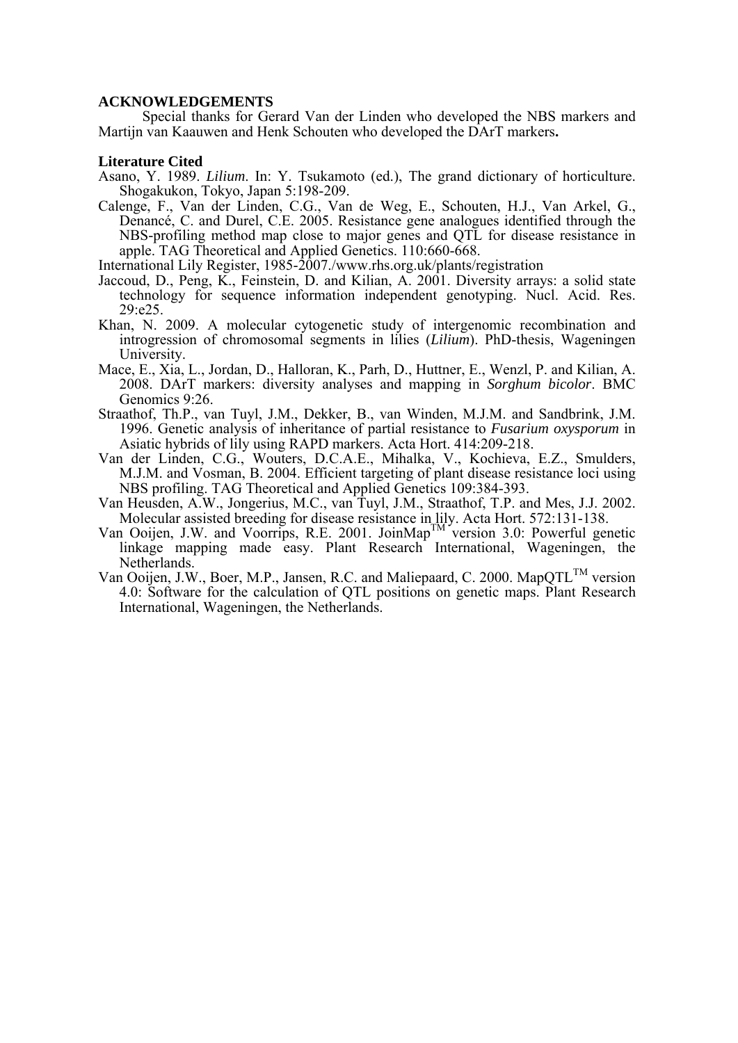## ACKNOWLEDGEMENTS

Special thanks for Gerard Van der Linden who developed the NBS markers and Martijn van Kaauwen and Henk Schouten who developed the DArT markers**.**

## Literature Cited

Asano, Y. 1989. *Lilium*. In: Y. Tsukamoto (ed.), The grand dictionary of horticulture. Shogakukon, Tokyo, Japan 5:198-209.

Calenge, F., Van der Linden, C.G., Van de Weg, E., Schouten, H.J., Van Arkel, G., Denancé, C. and Durel, C.E. 2005. Resistance gene analogues identified through the NBS-profiling method map close to major genes and QTL for disease resistance in apple. TAG Theoretical and Applied Genetics. 110:660-668.

International Lily Register, 1985-2007./www.rhs.org.uk/plants/registration

Jaccoud, D., Peng, K., Feinstein, D. and Kilian, A. 2001. Diversity arrays: a solid state technology for sequence information independent genotyping. Nucl. Acid. Res. 29:e25.

Khan, N. 2009. A molecular cytogenetic study of intergenomic recombination and introgression of chromosomal segments in lilies (*Lilium*). PhD-thesis, Wageningen University.

Mace, E., Xia, L., Jordan, D., Halloran, K., Parh, D., Huttner, E., Wenzl, P. and Kilian, A. 2008. DArT markers: diversity analyses and mapping in *Sorghum bicolor*. BMC Genomics 9:26.

Straathof, Th.P., van Tuyl, J.M., Dekker, B., van Winden, M.J.M. and Sandbrink, J.M. 1996. Genetic analysis of inheritance of partial resistance to *Fusarium oxysporum* in Asiatic hybrids of lily using RAPD markers. Acta Hort. 414:209-218.

Van der Linden, C.G., Wouters, D.C.A.E., Mihalka, V., Kochieva, E.Z., Smulders, M.J.M. and Vosman, B. 2004. Efficient targeting of plant disease resistance loci using NBS profiling. TAG Theoretical and Applied Genetics 109:384-393.

Van Heusden, A.W., Jongerius, M.C., van Tuyl, J.M., Straathof, T.P. and Mes, J.J. 2002. Molecular assisted breeding for disease resistance in lily. Acta Hort. 572:131-138.

Van Ooijen, J.W. and Voorrips, R.E. 2001. JoinMap$^{TM}$ version 3.0: Powerful genetic linkage mapping made easy. Plant Research International, Wageningen, the Netherlands.

Van Ooijen, J.W., Boer, M.P., Jansen, R.C. and Maliepaard, C. 2000. MapQTL$^{TM}$ version 4.0: Software for the calculation of QTL positions on genetic maps. Plant Research International, Wageningen, the Netherlands.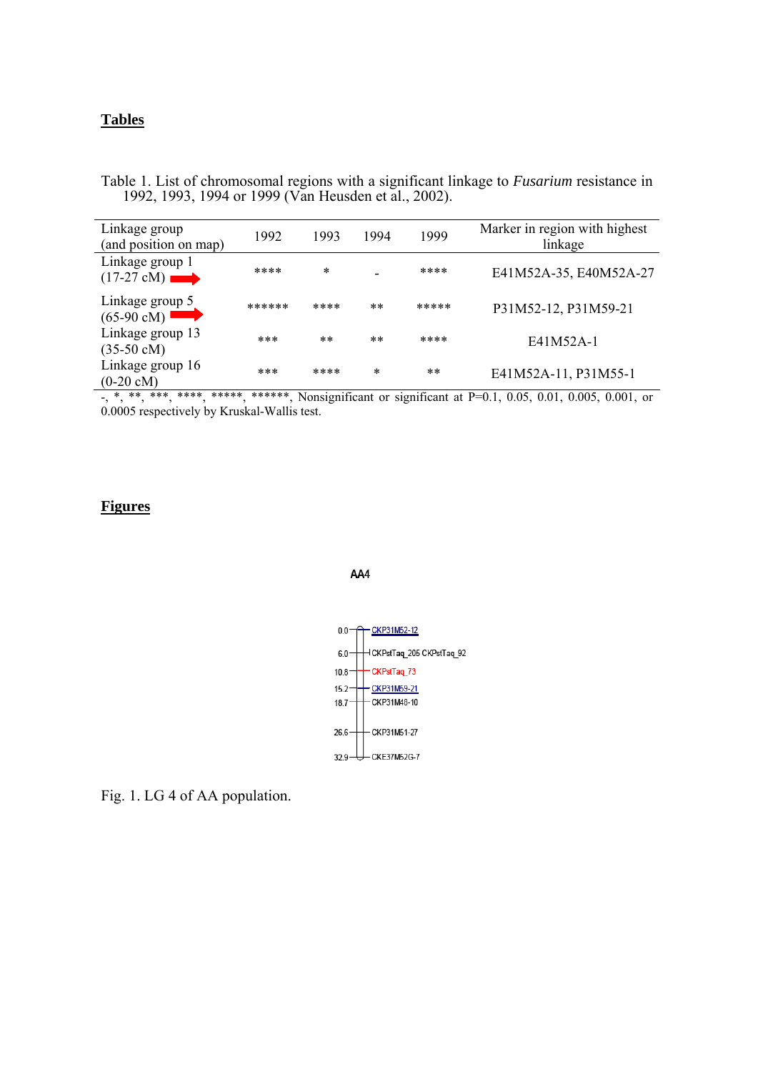## Tables

Table 1. List of chromosomal regions with a significant linkage to *Fusarium* resistance in 1992, 1993, 1994 or 1999 (Van Heusden et al., 2002).

| Linkage group (and position on map) | 1992 | 1993 | 1994 | 1999 | Marker in region with highest linkage |
|---|---|---|---|---|---|
| Linkage group 1 (17-27 cM) | **** | * | - | **** | E41M52A-35, E40M52A-27 |
| Linkage group 5 (65-90 cM) | ****** | **** | ** | ***** | P31M52-12, P31M59-21 |
| Linkage group 13 (35-50 cM) | *** | ** | ** | **** | E41M52A-1 |
| Linkage group 16 (0-20 cM) | *** | **** | * | ** | E41M52A-11, P31M55-1 |

-, *, **, ***, ****, *****, ******, Nonsignificant or significant at P=0.1, 0.05, 0.01, 0.005, 0.001, or 0.0005 respectively by Kruskal-Wallis test.

## Figures

Fig. 1. LG 4 of AA population.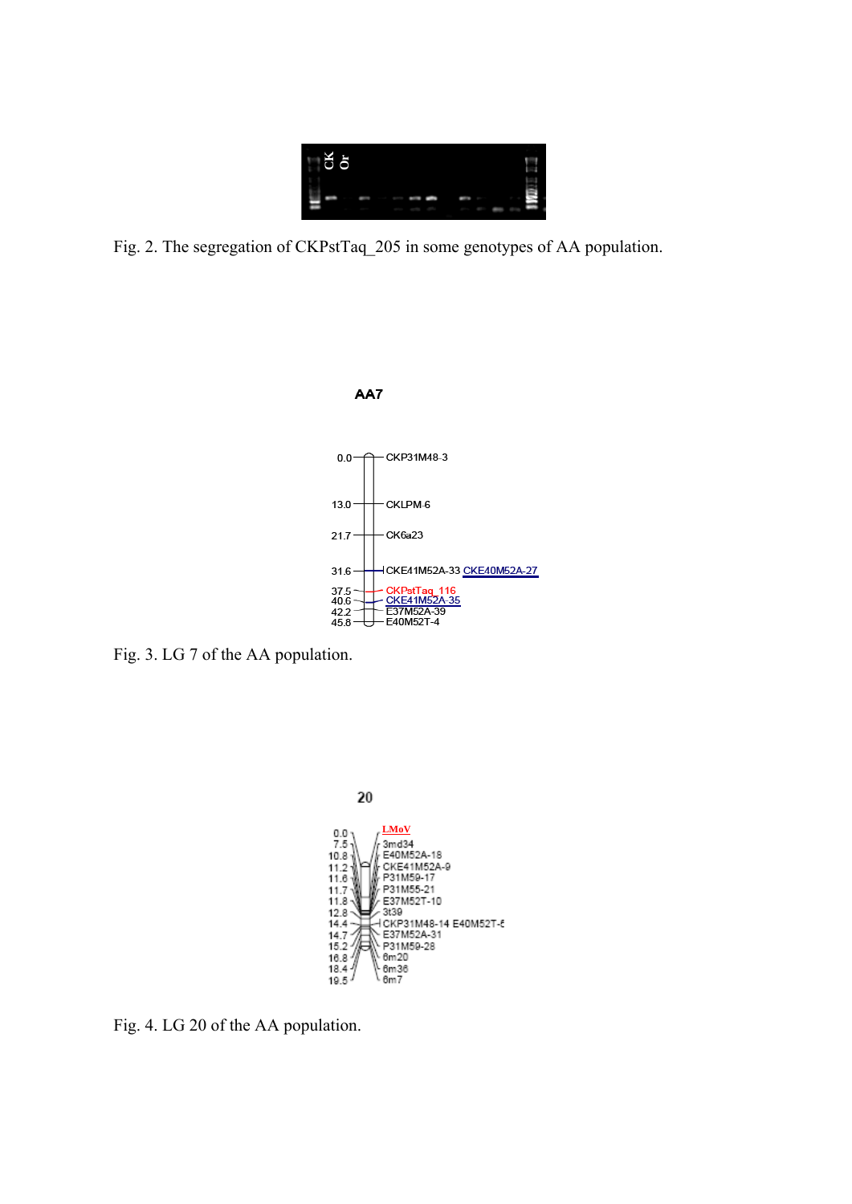CK
Or

Fig. 2. The segregation of CKPstTaq_205 in some genotypes of AA population.

AA7

0.0 CKP31M48-3
13.0 CKLPM-6
21.7 CK6a23
31.6 CKE41M52A-33 CKE40M52A-27
37.5 CKPstTaq_116
40.6 CKE41M52A-35
42.2 E37M52A-39
45.8 E40M52T-4

Fig. 3. LG 7 of the AA population.

20

0.0 LMoV
7.5 3md34
10.8 E40M52A-18
11.2 CKE41M52A-9
11.6 P31M59-17
11.7 P31M55-21
11.8 E37M52T-10
12.8 3t39
14.4 CKP31M48-14 E40M52T-5
14.7 E37M52A-31
15.2 P31M59-28
16.8 6m20
18.4 6m36
19.5 6m7

Fig. 4. LG 20 of the AA population.